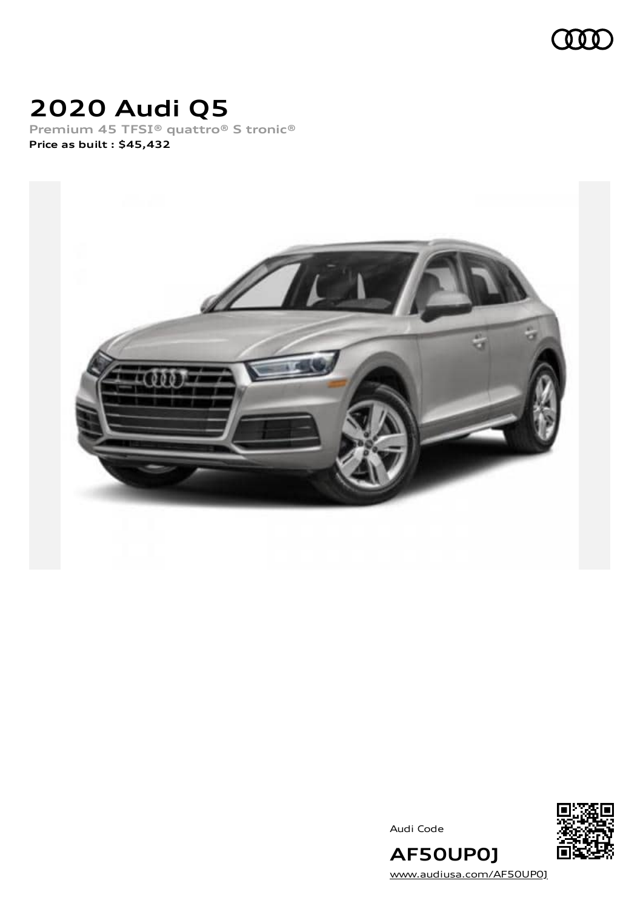# 2020 Audi Q5

Premium 45 TFSI® quattro® S tronic®

**Price as built : $45,432**

Audi Code

**AF50UP0J**

www.audiusa.com/AF50UP0J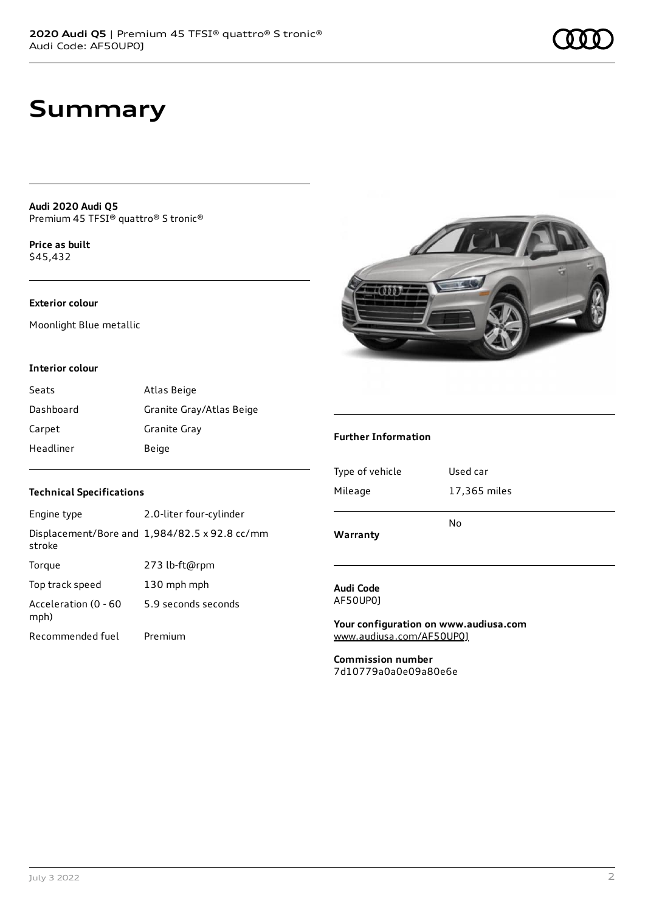# Summary

**Audi 2020 Audi Q5**
Premium 45 TFSI® quattro® S tronic®

**Price as built**
$45,432

**Exterior colour**

Moonlight Blue metallic

**Interior colour**

| | |
|---|---|
| Seats | Atlas Beige |
| Dashboard | Granite Gray/Atlas Beige |
| Carpet | Granite Gray |
| Headliner | Beige |

**Technical Specifications**

| | |
|---|---|
| Engine type | 2.0-liter four-cylinder |
| Displacement/Bore and stroke | 1,984/82.5 x 92.8 cc/mm |
| Torque | 273 lb-ft@rpm |
| Top track speed | 130 mph mph |
| Acceleration (0 - 60 mph) | 5.9 seconds seconds |
| Recommended fuel | Premium |

**Further Information**

| | |
|---|---|
| Type of vehicle | Used car |
| Mileage | 17,365 miles |
| **Warranty** | No |

**Audi Code**
AF50UP0J

**Your configuration on www.audiusa.com**
www.audiusa.com/AF50UP0J

**Commission number**
7d10779a0a0e09a80e6e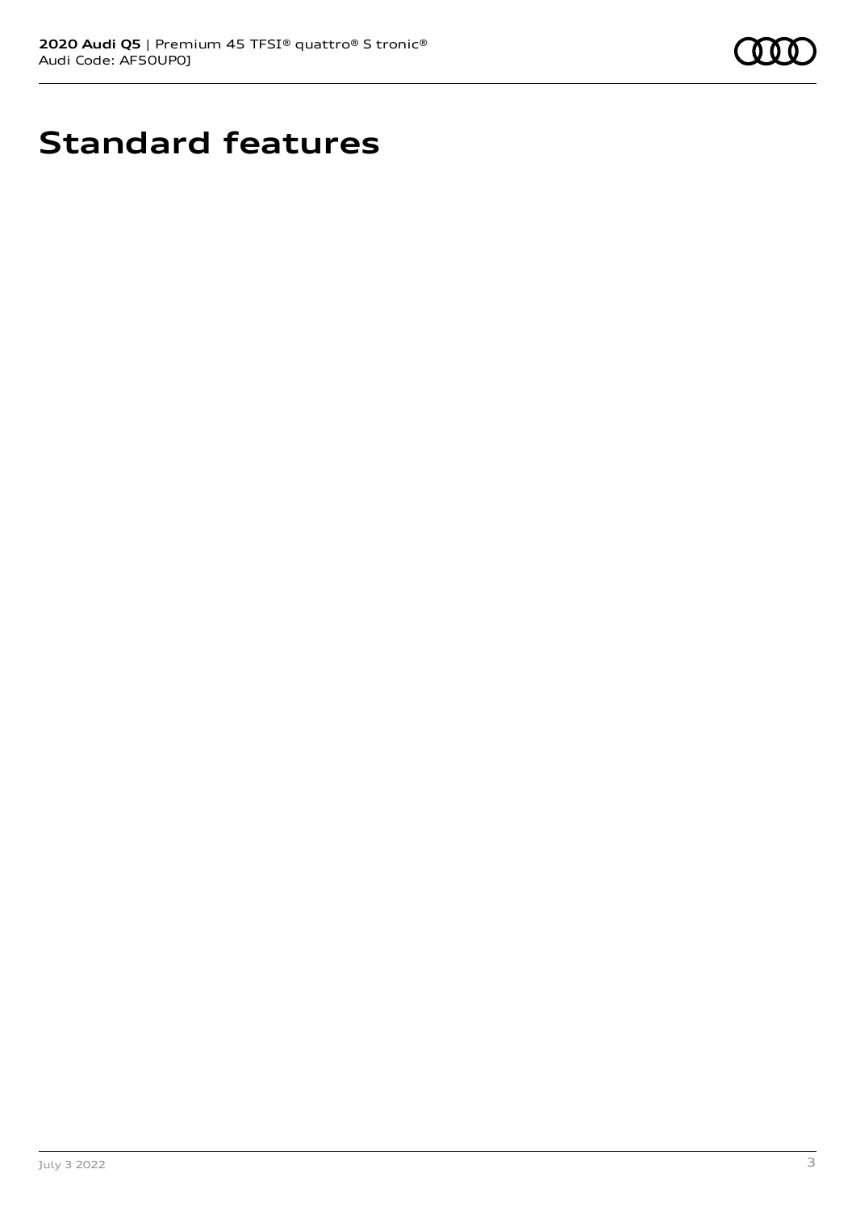# Standard features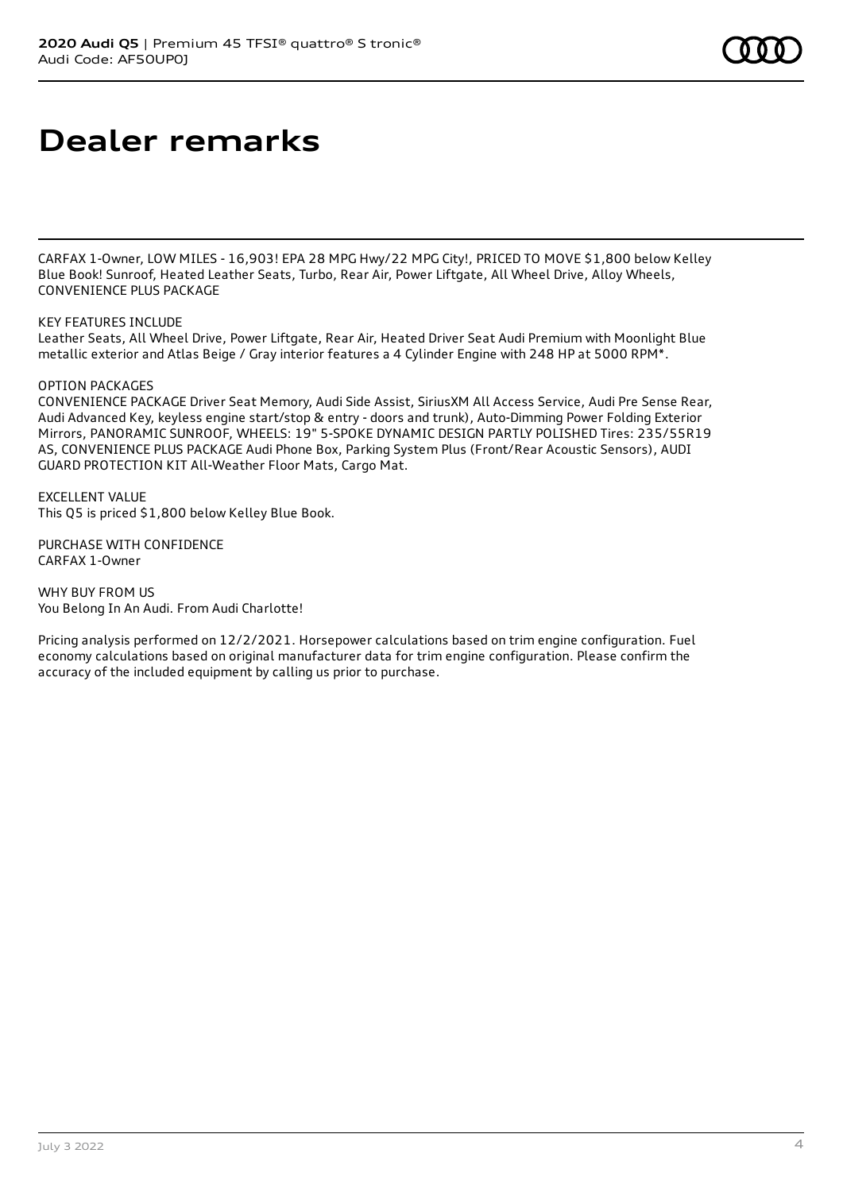# Dealer remarks

CARFAX 1-Owner, LOW MILES - 16,903! EPA 28 MPG Hwy/22 MPG City!, PRICED TO MOVE $1,800 below Kelley Blue Book! Sunroof, Heated Leather Seats, Turbo, Rear Air, Power Liftgate, All Wheel Drive, Alloy Wheels, CONVENIENCE PLUS PACKAGE

KEY FEATURES INCLUDE
Leather Seats, All Wheel Drive, Power Liftgate, Rear Air, Heated Driver Seat Audi Premium with Moonlight Blue metallic exterior and Atlas Beige / Gray interior features a 4 Cylinder Engine with 248 HP at 5000 RPM*.

OPTION PACKAGES
CONVENIENCE PACKAGE Driver Seat Memory, Audi Side Assist, SiriusXM All Access Service, Audi Pre Sense Rear, Audi Advanced Key, keyless engine start/stop & entry - doors and trunk), Auto-Dimming Power Folding Exterior Mirrors, PANORAMIC SUNROOF, WHEELS: 19" 5-SPOKE DYNAMIC DESIGN PARTLY POLISHED Tires: 235/55R19 AS, CONVENIENCE PLUS PACKAGE Audi Phone Box, Parking System Plus (Front/Rear Acoustic Sensors), AUDI GUARD PROTECTION KIT All-Weather Floor Mats, Cargo Mat.

EXCELLENT VALUE
This Q5 is priced $1,800 below Kelley Blue Book.

PURCHASE WITH CONFIDENCE
CARFAX 1-Owner

WHY BUY FROM US
You Belong In An Audi. From Audi Charlotte!

Pricing analysis performed on 12/2/2021. Horsepower calculations based on trim engine configuration. Fuel economy calculations based on original manufacturer data for trim engine configuration. Please confirm the accuracy of the included equipment by calling us prior to purchase.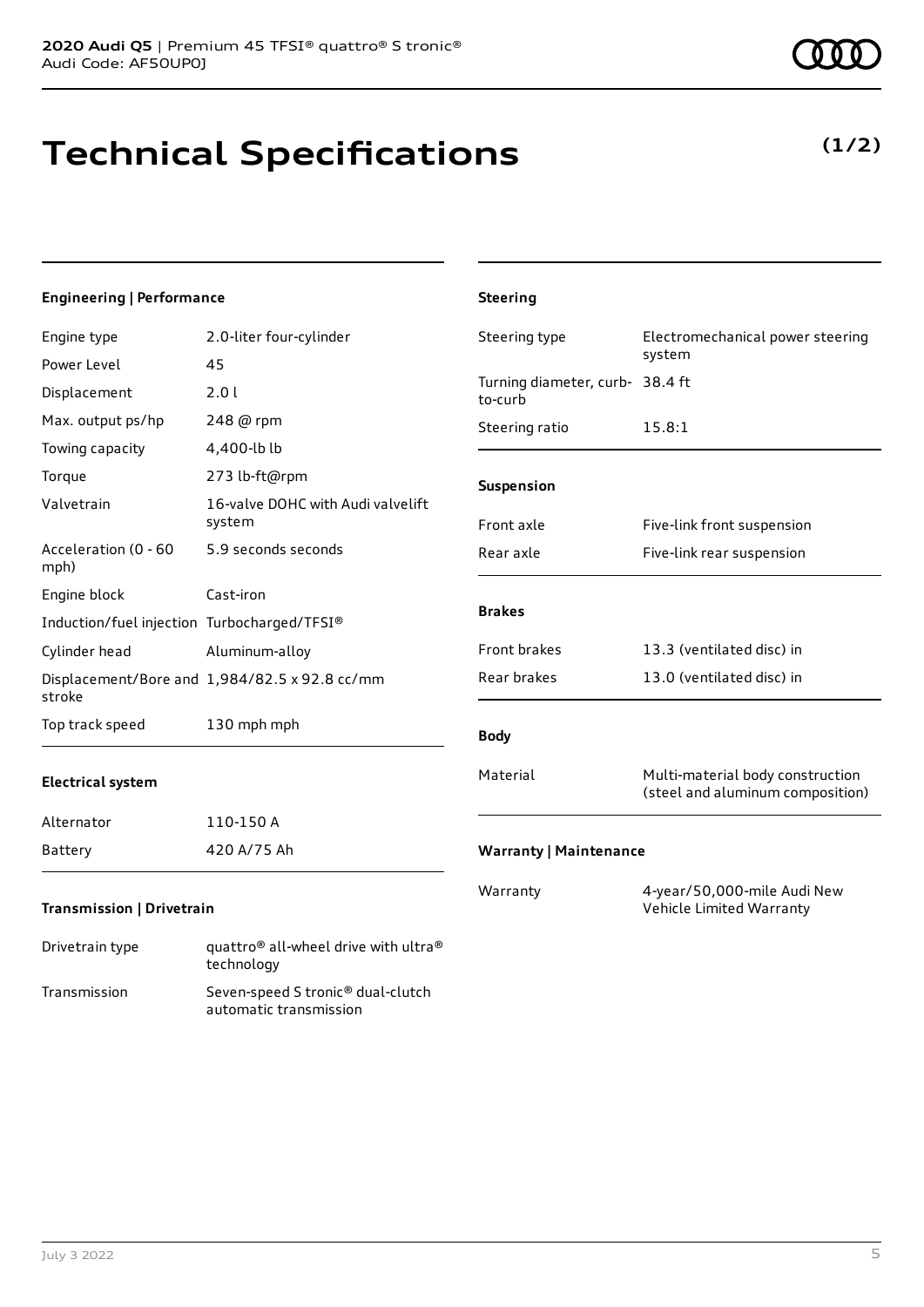# Technical Specifications

**(1/2)**

### Engineering | Performance

| | |
|---|---|
| Engine type | 2.0-liter four-cylinder |
| Power Level | 45 |
| Displacement | 2.0 l |
| Max. output ps/hp | 248 @ rpm |
| Towing capacity | 4,400-lb lb |
| Torque | 273 lb-ft@rpm |
| Valvetrain | 16-valve DOHC with Audi valvelift system |
| Acceleration (0 - 60 mph) | 5.9 seconds seconds |
| Engine block | Cast-iron |
| Induction/fuel injection | Turbocharged/TFSI® |
| Cylinder head | Aluminum-alloy |
| Displacement/Bore and stroke | 1,984/82.5 x 92.8 cc/mm |
| Top track speed | 130 mph mph |

### Electrical system

| | |
|---|---|
| Alternator | 110-150 A |
| Battery | 420 A/75 Ah |

### Transmission | Drivetrain

| | |
|---|---|
| Drivetrain type | quattro® all-wheel drive with ultra® technology |
| Transmission | Seven-speed S tronic® dual-clutch automatic transmission |

### Steering

| | |
|---|---|
| Steering type | Electromechanical power steering system |
| Turning diameter, curb-to-curb | 38.4 ft |
| Steering ratio | 15.8:1 |

### Suspension

| | |
|---|---|
| Front axle | Five-link front suspension |
| Rear axle | Five-link rear suspension |

### Brakes

| | |
|---|---|
| Front brakes | 13.3 (ventilated disc) in |
| Rear brakes | 13.0 (ventilated disc) in |

### Body

| | |
|---|---|
| Material | Multi-material body construction (steel and aluminum composition) |

### Warranty | Maintenance

| | |
|---|---|
| Warranty | 4-year/50,000-mile Audi New Vehicle Limited Warranty |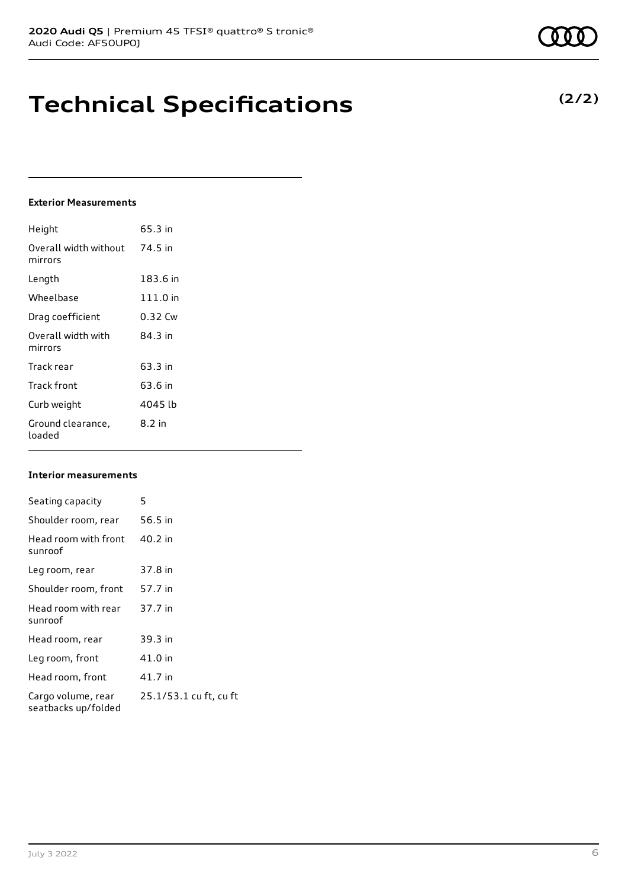# Technical Specifications

**(2/2)**

**Exterior Measurements**

| | |
|---|---|
| Height | 65.3 in |
| Overall width without mirrors | 74.5 in |
| Length | 183.6 in |
| Wheelbase | 111.0 in |
| Drag coefficient | 0.32 Cw |
| Overall width with mirrors | 84.3 in |
| Track rear | 63.3 in |
| Track front | 63.6 in |
| Curb weight | 4045 lb |
| Ground clearance, loaded | 8.2 in |

**Interior measurements**

| | |
|---|---|
| Seating capacity | 5 |
| Shoulder room, rear | 56.5 in |
| Head room with front sunroof | 40.2 in |
| Leg room, rear | 37.8 in |
| Shoulder room, front | 57.7 in |
| Head room with rear sunroof | 37.7 in |
| Head room, rear | 39.3 in |
| Leg room, front | 41.0 in |
| Head room, front | 41.7 in |
| Cargo volume, rear seatbacks up/folded | 25.1/53.1 cu ft, cu ft |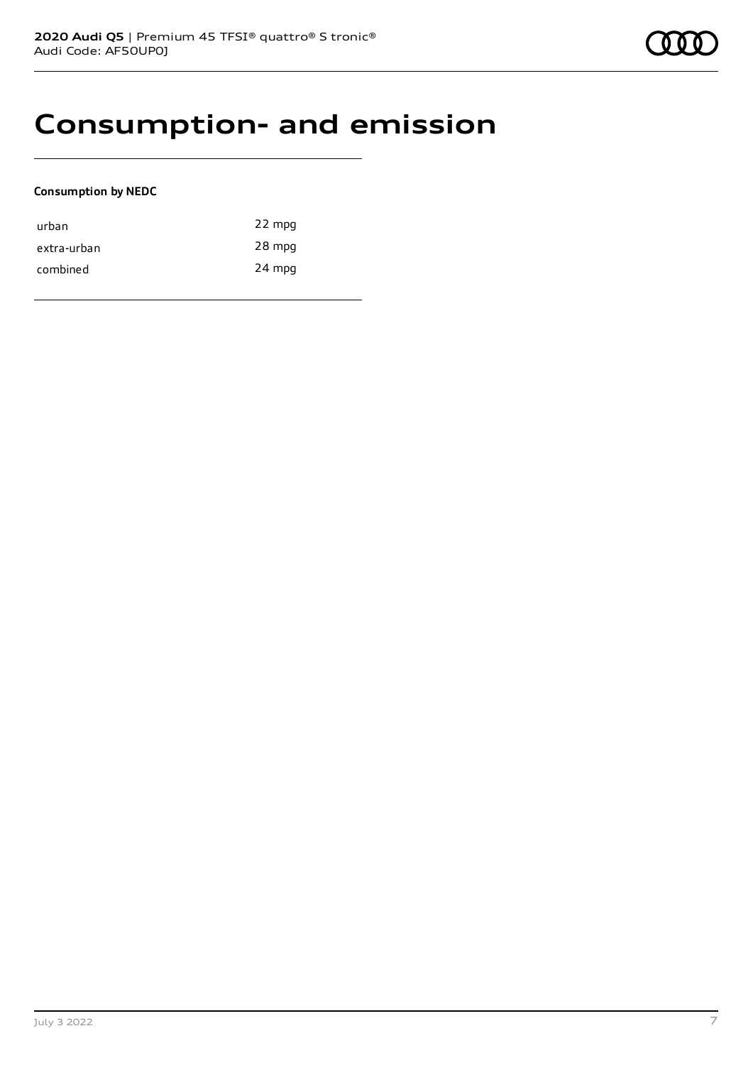# Consumption- and emission

**Consumption by NEDC**

| | |
|---|---|
| urban | 22 mpg |
| extra-urban | 28 mpg |
| combined | 24 mpg |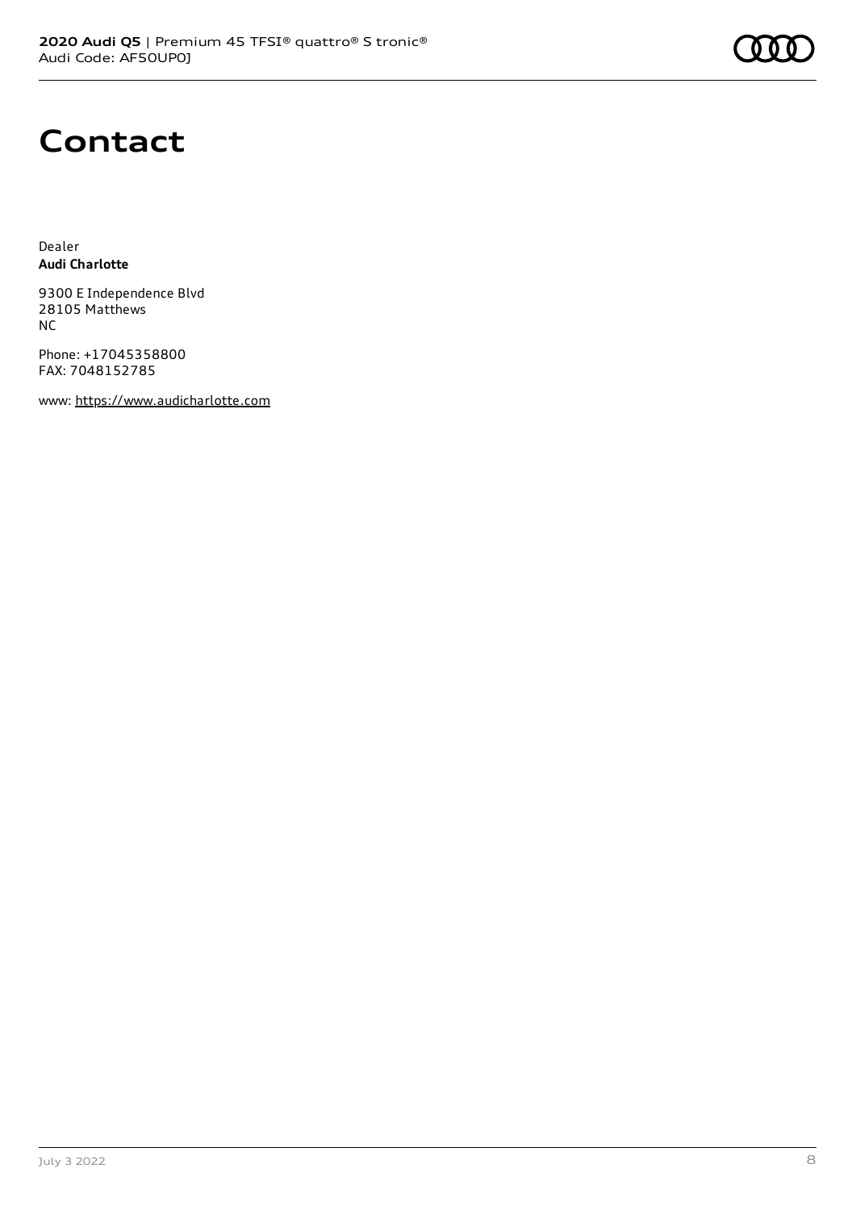# Contact

Dealer
**Audi Charlotte**

9300 E Independence Blvd
28105 Matthews
NC

Phone: +17045358800
FAX: 7048152785

www: https://www.audicharlotte.com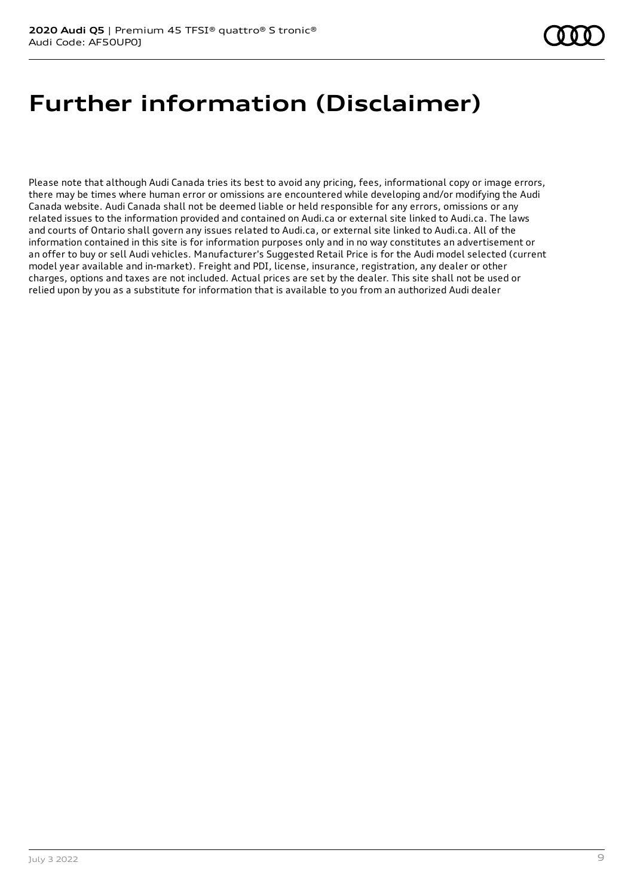# Further information (Disclaimer)

Please note that although Audi Canada tries its best to avoid any pricing, fees, informational copy or image errors, there may be times where human error or omissions are encountered while developing and/or modifying the Audi Canada website. Audi Canada shall not be deemed liable or held responsible for any errors, omissions or any related issues to the information provided and contained on Audi.ca or external site linked to Audi.ca. The laws and courts of Ontario shall govern any issues related to Audi.ca, or external site linked to Audi.ca. All of the information contained in this site is for information purposes only and in no way constitutes an advertisement or an offer to buy or sell Audi vehicles. Manufacturer's Suggested Retail Price is for the Audi model selected (current model year available and in-market). Freight and PDI, license, insurance, registration, any dealer or other charges, options and taxes are not included. Actual prices are set by the dealer. This site shall not be used or relied upon by you as a substitute for information that is available to you from an authorized Audi dealer